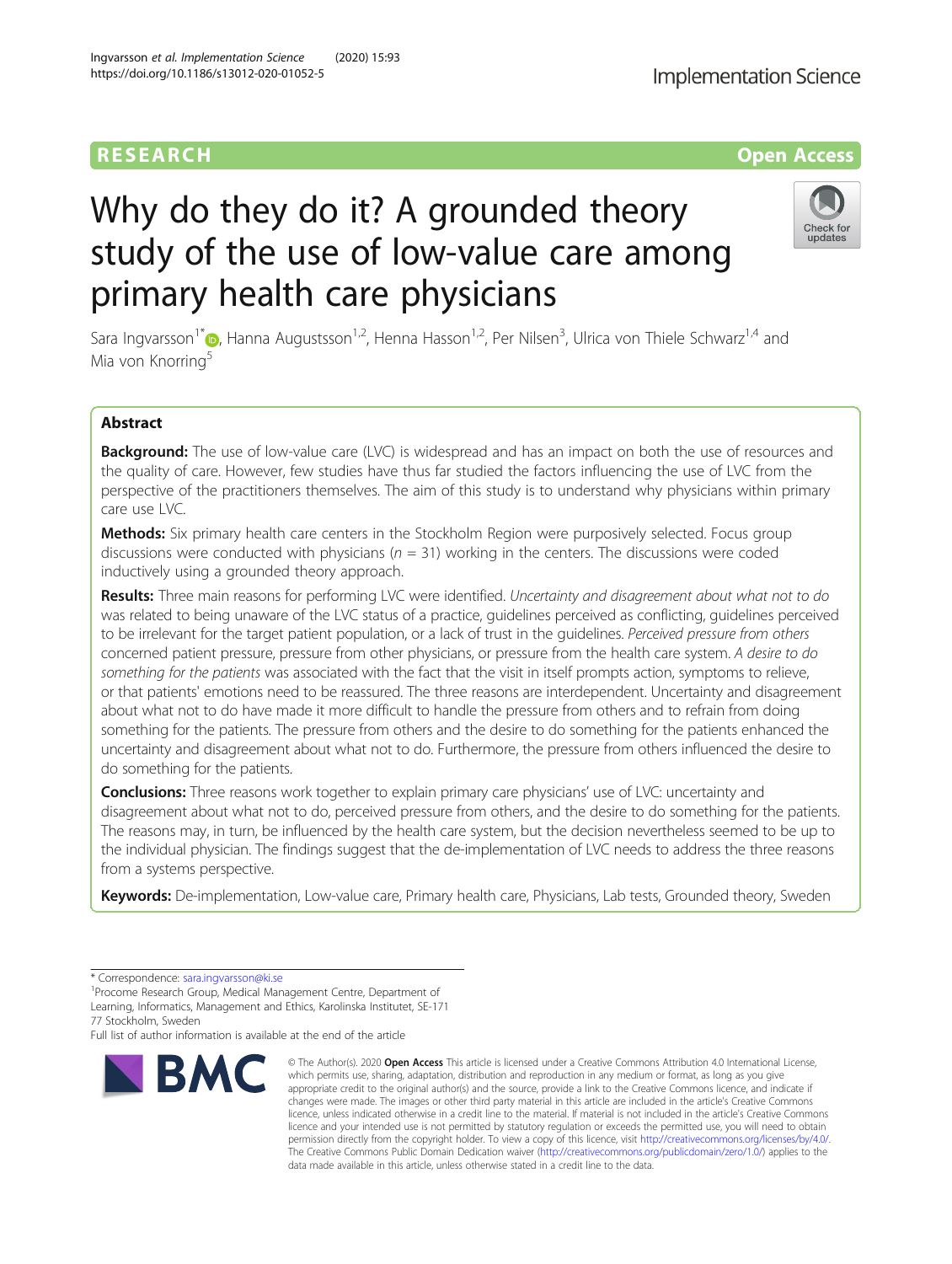RESEARCH

Open Access

# Why do they do it? A grounded theory study of the use of low-value care among primary health care physicians

Sara Ingvarsson[1*], Hanna Augustsson[1,2], Henna Hasson[1,2], Per Nilsen[3], Ulrica von Thiele Schwarz[1,4] and Mia von Knorring[5]

## Abstract

**Background:** The use of low-value care (LVC) is widespread and has an impact on both the use of resources and the quality of care. However, few studies have thus far studied the factors influencing the use of LVC from the perspective of the practitioners themselves. The aim of this study is to understand why physicians within primary care use LVC.

**Methods:** Six primary health care centers in the Stockholm Region were purposively selected. Focus group discussions were conducted with physicians ($n$ = 31) working in the centers. The discussions were coded inductively using a grounded theory approach.

**Results:** Three main reasons for performing LVC were identified. *Uncertainty and disagreement about what not to do* was related to being unaware of the LVC status of a practice, guidelines perceived as conflicting, guidelines perceived to be irrelevant for the target patient population, or a lack of trust in the guidelines. *Perceived pressure from others* concerned patient pressure, pressure from other physicians, or pressure from the health care system. *A desire to do something for the patients* was associated with the fact that the visit in itself prompts action, symptoms to relieve, or that patients' emotions need to be reassured. The three reasons are interdependent. Uncertainty and disagreement about what not to do have made it more difficult to handle the pressure from others and to refrain from doing something for the patients. The pressure from others and the desire to do something for the patients enhanced the uncertainty and disagreement about what not to do. Furthermore, the pressure from others influenced the desire to do something for the patients.

**Conclusions:** Three reasons work together to explain primary care physicians' use of LVC: uncertainty and disagreement about what not to do, perceived pressure from others, and the desire to do something for the patients. The reasons may, in turn, be influenced by the health care system, but the decision nevertheless seemed to be up to the individual physician. The findings suggest that the de-implementation of LVC needs to address the three reasons from a systems perspective.

**Keywords:** De-implementation, Low-value care, Primary health care, Physicians, Lab tests, Grounded theory, Sweden

---

* Correspondence: sara.ingvarsson@ki.se
[1]Procome Research Group, Medical Management Centre, Department of Learning, Informatics, Management and Ethics, Karolinska Institutet, SE-171 77 Stockholm, Sweden
Full list of author information is available at the end of the article

© The Author(s). 2020 **Open Access** This article is licensed under a Creative Commons Attribution 4.0 International License, which permits use, sharing, adaptation, distribution and reproduction in any medium or format, as long as you give appropriate credit to the original author(s) and the source, provide a link to the Creative Commons licence, and indicate if changes were made. The images or other third party material in this article are included in the article's Creative Commons licence, unless indicated otherwise in a credit line to the material. If material is not included in the article's Creative Commons licence and your intended use is not permitted by statutory regulation or exceeds the permitted use, you will need to obtain permission directly from the copyright holder. To view a copy of this licence, visit http://creativecommons.org/licenses/by/4.0/. The Creative Commons Public Domain Dedication waiver (http://creativecommons.org/publicdomain/zero/1.0/) applies to the data made available in this article, unless otherwise stated in a credit line to the data.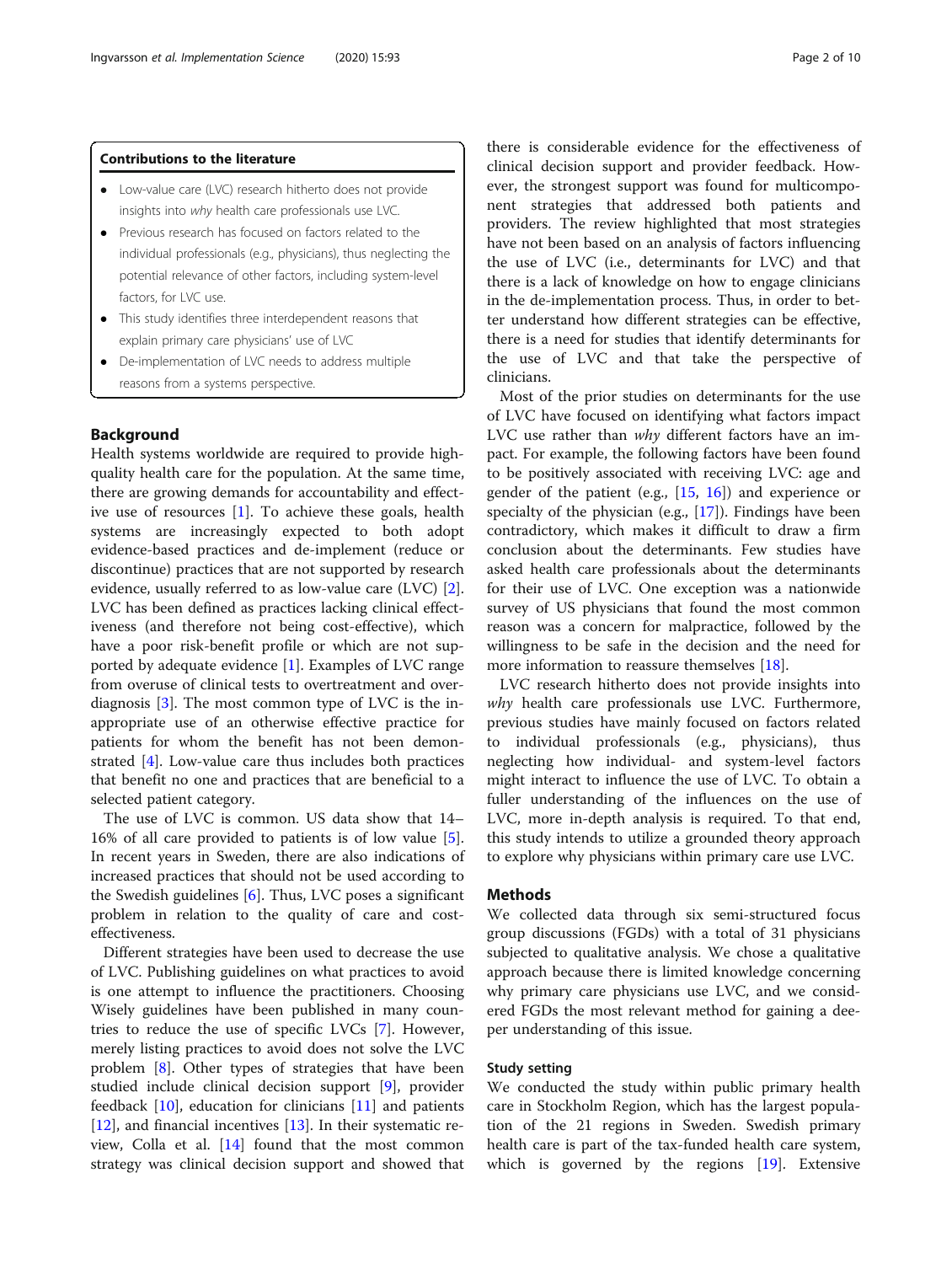### Contributions to the literature

- Low-value care (LVC) research hitherto does not provide insights into *why* health care professionals use LVC.
- Previous research has focused on factors related to the individual professionals (e.g., physicians), thus neglecting the potential relevance of other factors, including system-level factors, for LVC use.
- This study identifies three interdependent reasons that explain primary care physicians' use of LVC
- De-implementation of LVC needs to address multiple reasons from a systems perspective.

## Background

Health systems worldwide are required to provide high-quality health care for the population. At the same time, there are growing demands for accountability and effective use of resources [1]. To achieve these goals, health systems are increasingly expected to both adopt evidence-based practices and de-implement (reduce or discontinue) practices that are not supported by research evidence, usually referred to as low-value care (LVC) [2]. LVC has been defined as practices lacking clinical effectiveness (and therefore not being cost-effective), which have a poor risk-benefit profile or which are not supported by adequate evidence [1]. Examples of LVC range from overuse of clinical tests to overtreatment and overdiagnosis [3]. The most common type of LVC is the inappropriate use of an otherwise effective practice for patients for whom the benefit has not been demonstrated [4]. Low-value care thus includes both practices that benefit no one and practices that are beneficial to a selected patient category.

The use of LVC is common. US data show that 14–16% of all care provided to patients is of low value [5]. In recent years in Sweden, there are also indications of increased practices that should not be used according to the Swedish guidelines [6]. Thus, LVC poses a significant problem in relation to the quality of care and cost-effectiveness.

Different strategies have been used to decrease the use of LVC. Publishing guidelines on what practices to avoid is one attempt to influence the practitioners. Choosing Wisely guidelines have been published in many countries to reduce the use of specific LVCs [7]. However, merely listing practices to avoid does not solve the LVC problem [8]. Other types of strategies that have been studied include clinical decision support [9], provider feedback [10], education for clinicians [11] and patients [12], and financial incentives [13]. In their systematic review, Colla et al. [14] found that the most common strategy was clinical decision support and showed that there is considerable evidence for the effectiveness of clinical decision support and provider feedback. However, the strongest support was found for multicomponent strategies that addressed both patients and providers. The review highlighted that most strategies have not been based on an analysis of factors influencing the use of LVC (i.e., determinants for LVC) and that there is a lack of knowledge on how to engage clinicians in the de-implementation process. Thus, in order to better understand how different strategies can be effective, there is a need for studies that identify determinants for the use of LVC and that take the perspective of clinicians.

Most of the prior studies on determinants for the use of LVC have focused on identifying what factors impact LVC use rather than *why* different factors have an impact. For example, the following factors have been found to be positively associated with receiving LVC: age and gender of the patient (e.g., [15, 16]) and experience or specialty of the physician (e.g., [17]). Findings have been contradictory, which makes it difficult to draw a firm conclusion about the determinants. Few studies have asked health care professionals about the determinants for their use of LVC. One exception was a nationwide survey of US physicians that found the most common reason was a concern for malpractice, followed by the willingness to be safe in the decision and the need for more information to reassure themselves [18].

LVC research hitherto does not provide insights into *why* health care professionals use LVC. Furthermore, previous studies have mainly focused on factors related to individual professionals (e.g., physicians), thus neglecting how different individual- and system-level factors might interact to influence the use of LVC. To obtain a fuller understanding of the influences on the use of LVC, more in-depth analysis is required. To that end, this study intends to utilize a grounded theory approach to explore why physicians within primary care use LVC.

## Methods

We collected data through six semi-structured focus group discussions (FGDs) with a total of 31 physicians subjected to qualitative analysis. We chose a qualitative approach because there is limited knowledge concerning why primary care physicians use LVC, and we considered FGDs the most relevant method for gaining a deeper understanding of this issue.

### Study setting

We conducted the study within public primary health care in Stockholm Region, which has the largest population of the 21 regions in Sweden. Swedish primary health care is part of the tax-funded health care system, which is governed by the regions [19]. Extensive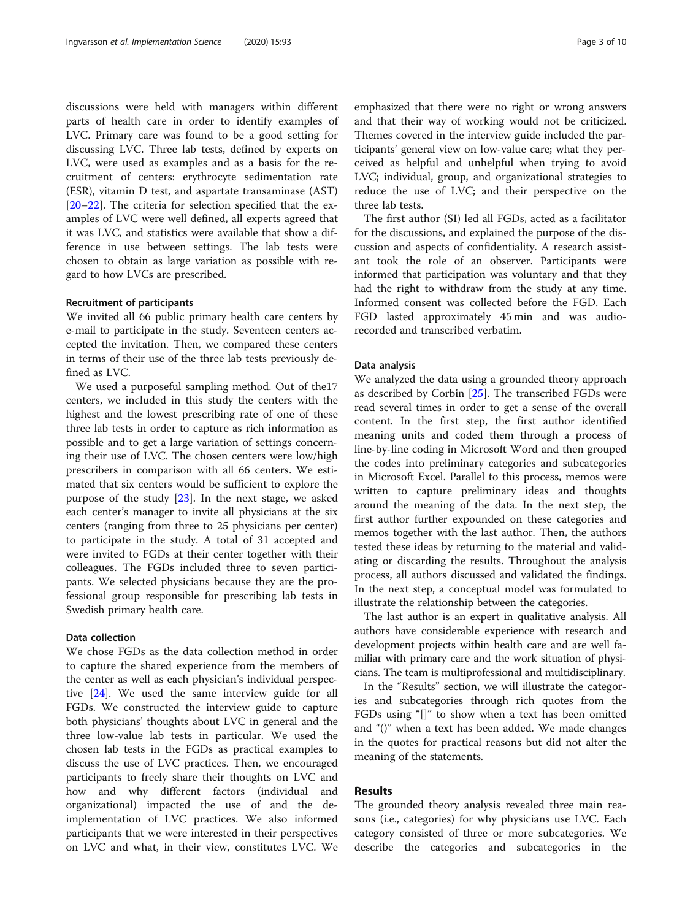discussions were held with managers within different parts of health care in order to identify examples of LVC. Primary care was found to be a good setting for discussing LVC. Three lab tests, defined by experts on LVC, were used as examples and as a basis for the recruitment of centers: erythrocyte sedimentation rate (ESR), vitamin D test, and aspartate transaminase (AST) [20–22]. The criteria for selection specified that the examples of LVC were well defined, all experts agreed that it was LVC, and statistics were available that show a difference in use between settings. The lab tests were chosen to obtain as large variation as possible with regard to how LVCs are prescribed.

#### Recruitment of participants

We invited all 66 public primary health care centers by e-mail to participate in the study. Seventeen centers accepted the invitation. Then, we compared these centers in terms of their use of the three lab tests previously defined as LVC.

We used a purposeful sampling method. Out of the17 centers, we included in this study the centers with the highest and the lowest prescribing rate of one of these three lab tests in order to capture as rich information as possible and to get a large variation of settings concerning their use of LVC. The chosen centers were low/high prescribers in comparison with all 66 centers. We estimated that six centers would be sufficient to explore the purpose of the study [23]. In the next stage, we asked each center's manager to invite all physicians at the six centers (ranging from three to 25 physicians per center) to participate in the study. A total of 31 accepted and were invited to FGDs at their center together with their colleagues. The FGDs included three to seven participants. We selected physicians because they are the professional group responsible for prescribing lab tests in Swedish primary health care.

#### Data collection

We chose FGDs as the data collection method in order to capture the shared experience from the members of the center as well as each physician's individual perspective [24]. We used the same interview guide for all FGDs. We constructed the interview guide to capture both physicians' thoughts about LVC in general and the three low-value lab tests in particular. We used the chosen lab tests in the FGDs as practical examples to discuss the use of LVC practices. Then, we encouraged participants to freely share their thoughts on LVC and how and why different factors (individual and organizational) impacted the use of and the de-implementation of LVC practices. We also informed participants that we were interested in their perspectives on LVC and what, in their view, constitutes LVC. We emphasized that there were no right or wrong answers and that their way of working would not be criticized. Themes covered in the interview guide included the participants' general view on low-value care; what they perceived as helpful and unhelpful when trying to avoid LVC; individual, group, and organizational strategies to reduce the use of LVC; and their perspective on the three lab tests.

The first author (SI) led all FGDs, acted as a facilitator for the discussions, and explained the purpose of the discussion and aspects of confidentiality. A research assistant took the role of an observer. Participants were informed that participation was voluntary and that they had the right to withdraw from the study at any time. Informed consent was collected before the FGD. Each FGD lasted approximately 45 min and was audio-recorded and transcribed verbatim.

#### Data analysis

We analyzed the data using a grounded theory approach as described by Corbin [25]. The transcribed FGDs were read several times in order to get a sense of the overall content. In the first step, the first author identified meaning units and coded them through a process of line-by-line coding in Microsoft Word and then grouped the codes into preliminary categories and subcategories in Microsoft Excel. Parallel to this process, memos were written to capture preliminary ideas and thoughts around the meaning of the data. In the next step, the first author further expounded on these categories and memos together with the last author. Then, the authors tested these ideas by returning to the material and validating or discarding the results. Throughout the analysis process, all authors discussed and validated the findings. In the next step, a conceptual model was formulated to illustrate the relationship between the categories.

The last author is an expert in qualitative analysis. All authors have considerable experience with research and development projects within health care and are well familiar with primary care and the work situation of physicians. The team is multiprofessional and multidisciplinary.

In the "Results" section, we will illustrate the categories and subcategories through rich quotes from the FGDs using "[]" to show when a text has been omitted and "()" when a text has been added. We made changes in the quotes for practical reasons but did not alter the meaning of the statements.

## Results

The grounded theory analysis revealed three main reasons (i.e., categories) for why physicians use LVC. Each category consisted of three or more subcategories. We describe the categories and subcategories in the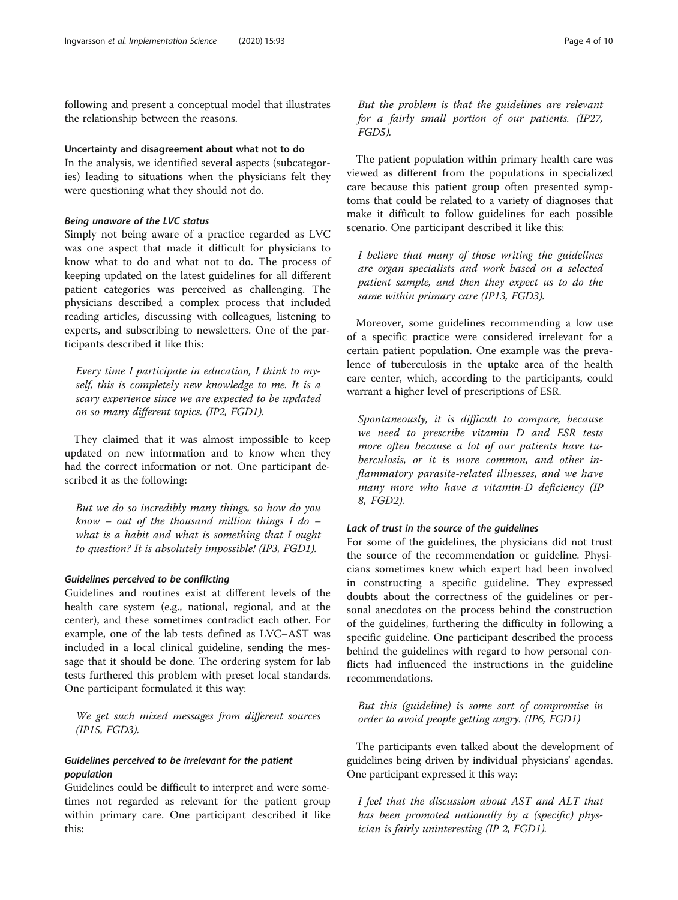following and present a conceptual model that illustrates the relationship between the reasons.

### Uncertainty and disagreement about what not to do

In the analysis, we identified several aspects (subcategories) leading to situations when the physicians felt they were questioning what they should not do.

#### *Being unaware of the LVC status*

Simply not being aware of a practice regarded as LVC was one aspect that made it difficult for physicians to know what to do and what not to do. The process of keeping updated on the latest guidelines for all different patient categories was perceived as challenging. The physicians described a complex process that included reading articles, discussing with colleagues, listening to experts, and subscribing to newsletters. One of the participants described it like this:

> *Every time I participate in education, I think to myself, this is completely new knowledge to me. It is a scary experience since we are expected to be updated on so many different topics. (IP2, FGD1).*

They claimed that it was almost impossible to keep updated on new information and to know when they had the correct information or not. One participant described it as the following:

> *But we do so incredibly many things, so how do you know – out of the thousand million things I do – what is a habit and what is something that I ought to question? It is absolutely impossible! (IP3, FGD1).*

#### *Guidelines perceived to be conflicting*

Guidelines and routines exist at different levels of the health care system (e.g., national, regional, and at the center), and these sometimes contradict each other. For example, one of the lab tests defined as LVC–AST was included in a local clinical guideline, sending the message that it should be done. The ordering system for lab tests furthered this problem with preset local standards. One participant formulated it this way:

> *We get such mixed messages from different sources (IP15, FGD3).*

#### *Guidelines perceived to be irrelevant for the patient population*

Guidelines could be difficult to interpret and were sometimes not regarded as relevant for the patient group within primary care. One participant described it like this:

> *But the problem is that the guidelines are relevant for a fairly small portion of our patients. (IP27, FGD5).*

The patient population within primary health care was viewed as different from the populations in specialized care because this patient group often presented symptoms that could be related to a variety of diagnoses that make it difficult to follow guidelines for each possible scenario. One participant described it like this:

> *I believe that many of those writing the guidelines are organ specialists and work based on a selected patient sample, and then they expect us to do the same within primary care (IP13, FGD3).*

Moreover, some guidelines recommending a low use of a specific practice were considered irrelevant for a certain patient population. One example was the prevalence of tuberculosis in the uptake area of the health care center, which, according to the participants, could warrant a higher level of prescriptions of ESR.

> *Spontaneously, it is difficult to compare, because we need to prescribe vitamin D and ESR tests more often because a lot of our patients have tuberculosis, or it is more common, and other inflammatory parasite-related illnesses, and we have many more who have a vitamin-D deficiency (IP 8, FGD2).*

#### *Lack of trust in the source of the guidelines*

For some of the guidelines, the physicians did not trust the source of the recommendation or guideline. Physicians sometimes knew which expert had been involved in constructing a specific guideline. They expressed doubts about the correctness of the guidelines or personal anecdotes on the process behind the construction of the guidelines, furthering the difficulty in following a specific guideline. One participant described the process behind the guidelines with regard to how personal conflicts had influenced the instructions in the guideline recommendations.

> *But this (guideline) is some sort of compromise in order to avoid people getting angry. (IP6, FGD1)*

The participants even talked about the development of guidelines being driven by individual physicians' agendas. One participant expressed it this way:

> *I feel that the discussion about AST and ALT that has been promoted nationally by a (specific) physician is fairly uninteresting (IP 2, FGD1).*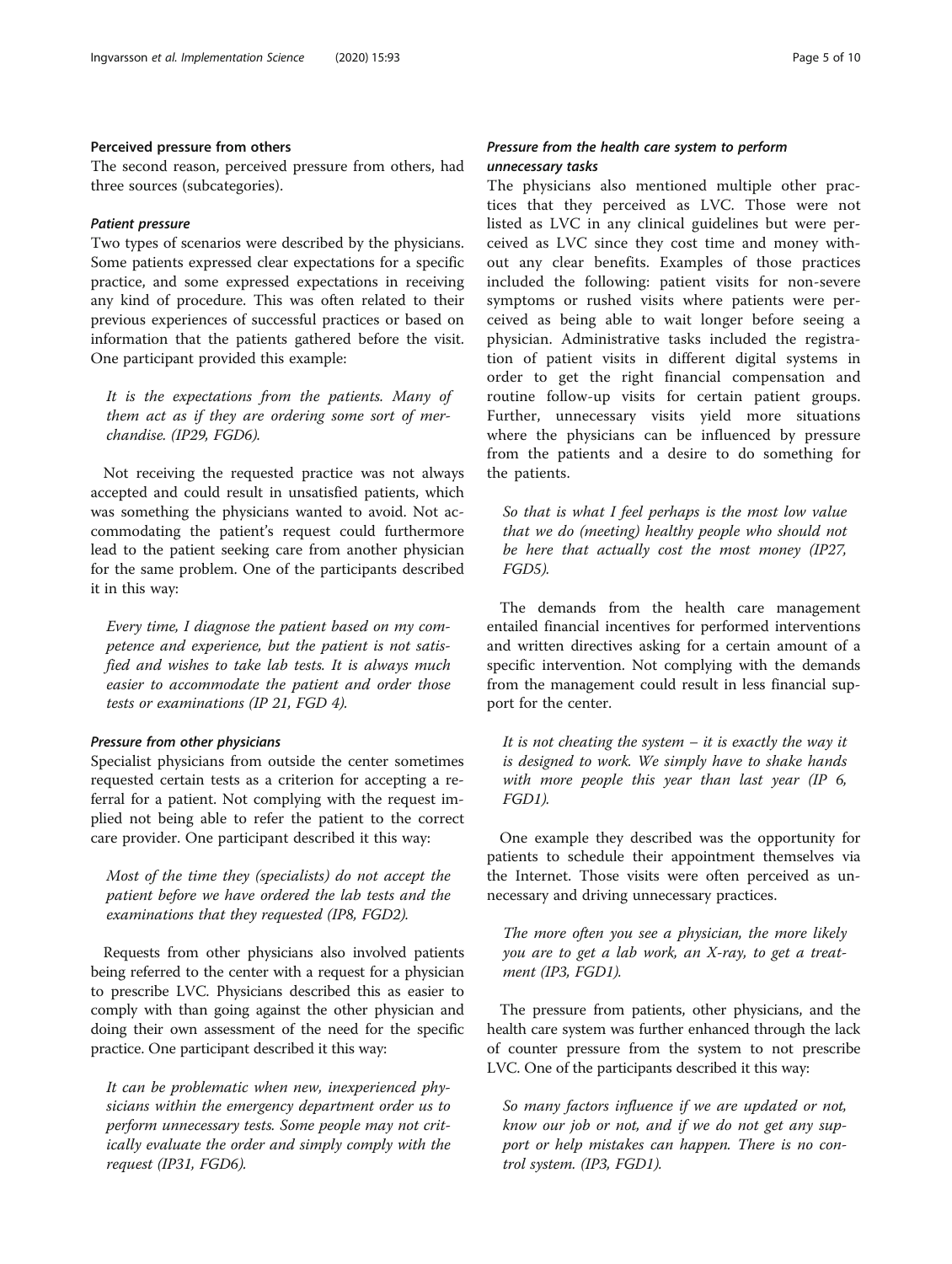### Perceived pressure from others

The second reason, perceived pressure from others, had three sources (subcategories).

#### *Patient pressure*

Two types of scenarios were described by the physicians. Some patients expressed clear expectations for a specific practice, and some expressed expectations in receiving any kind of procedure. This was often related to their previous experiences of successful practices or based on information that the patients gathered before the visit. One participant provided this example:

> *It is the expectations from the patients. Many of them act as if they are ordering some sort of merchandise. (IP29, FGD6).*

Not receiving the requested practice was not always accepted and could result in unsatisfied patients, which was something the physicians wanted to avoid. Not accommodating the patient's request could furthermore lead to the patient seeking care from another physician for the same problem. One of the participants described it in this way:

> *Every time, I diagnose the patient based on my competence and experience, but the patient is not satisfied and wishes to take lab tests. It is always much easier to accommodate the patient and order those tests or examinations (IP 21, FGD 4).*

#### *Pressure from other physicians*

Specialist physicians from outside the center sometimes requested certain tests as a criterion for accepting a referral for a patient. Not complying with the request implied not being able to refer the patient to the correct care provider. One participant described it this way:

> *Most of the time they (specialists) do not accept the patient before we have ordered the lab tests and the examinations that they requested (IP8, FGD2).*

Requests from other physicians also involved patients being referred to the center with a request for a physician to prescribe LVC. Physicians described this as easier to comply with than going against the other physician and doing their own assessment of the need for the specific practice. One participant described it this way:

> *It can be problematic when new, inexperienced physicians within the emergency department order us to perform unnecessary tests. Some people may not critically evaluate the order and simply comply with the request (IP31, FGD6).*

#### *Pressure from the health care system to perform unnecessary tasks*

The physicians also mentioned multiple other practices that they perceived as LVC. Those were not listed as LVC in any clinical guidelines but were perceived as LVC since they cost time and money without any clear benefits. Examples of those practices included the following: patient visits for non-severe symptoms or rushed visits where patients were perceived as being able to wait longer before seeing a physician. Administrative tasks included the registration of patient visits in different digital systems in order to get the right financial compensation and routine follow-up visits for certain patient groups. Further, unnecessary visits yield more situations where the physicians can be influenced by pressure from the patients and a desire to do something for the patients.

> *So that is what I feel perhaps is the most low value that we do (meeting) healthy people who should not be here that actually cost the most money (IP27, FGD5).*

The demands from the health care management entailed financial incentives for performed interventions and written directives asking for a certain amount of a specific intervention. Not complying with the demands from the management could result in less financial support for the center.

> *It is not cheating the system – it is exactly the way it is designed to work. We simply have to shake hands with more people this year than last year (IP 6, FGD1).*

One example they described was the opportunity for patients to schedule their appointment themselves via the Internet. Those visits were often perceived as unnecessary and driving unnecessary practices.

> *The more often you see a physician, the more likely you are to get a lab work, an X-ray, to get a treatment (IP3, FGD1).*

The pressure from patients, other physicians, and the health care system was further enhanced through the lack of counter pressure from the system to not prescribe LVC. One of the participants described it this way:

> *So many factors influence if we are updated or not, know our job or not, and if we do not get any support or help mistakes can happen. There is no control system. (IP3, FGD1).*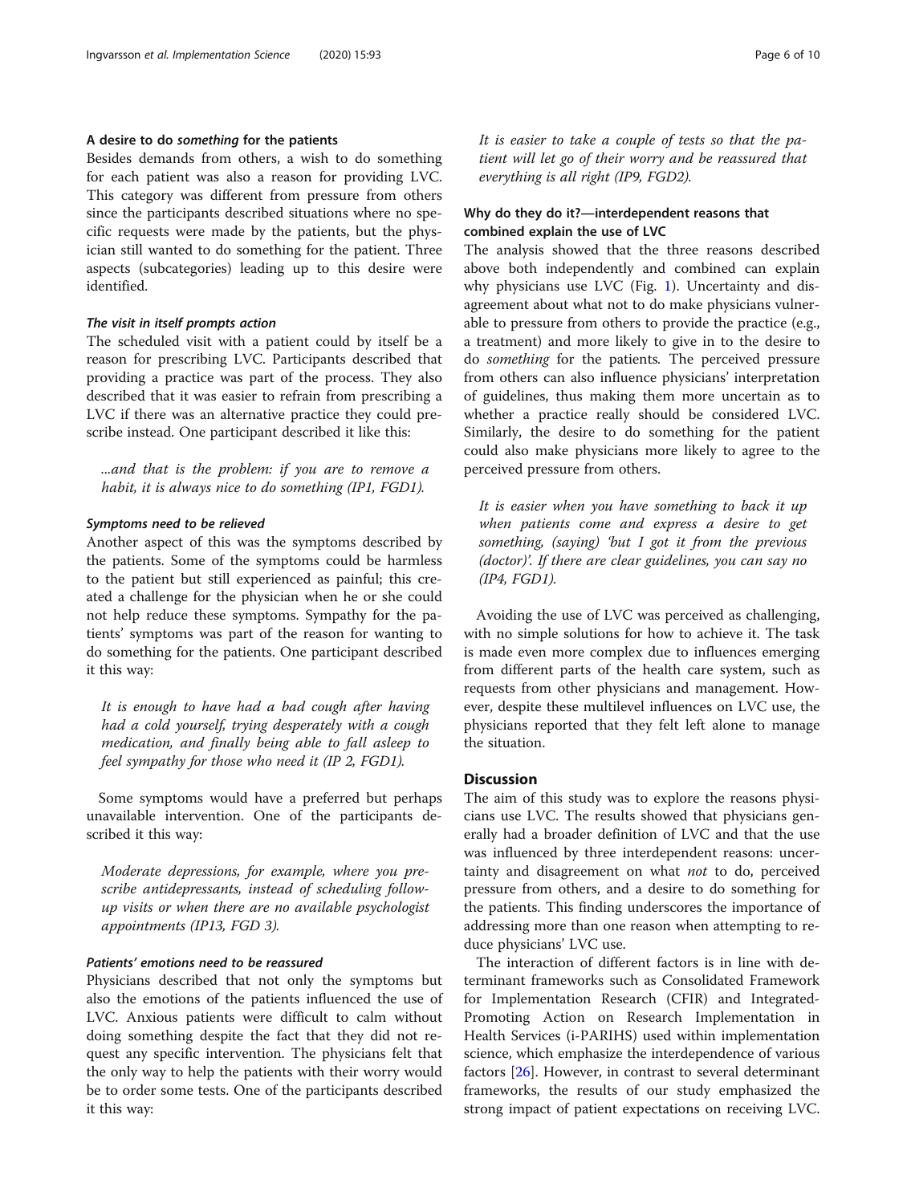### A desire to do *something* for the patients

Besides demands from others, a wish to do something for each patient was also a reason for providing LVC. This category was different from pressure from others since the participants described situations where no specific requests were made by the patients, but the physician still wanted to do something for the patient. Three aspects (subcategories) leading up to this desire were identified.

#### *The visit in itself prompts action*

The scheduled visit with a patient could by itself be a reason for prescribing LVC. Participants described that providing a practice was part of the process. They also described that it was easier to refrain from prescribing a LVC if there was an alternative practice they could prescribe instead. One participant described it like this:

> *...and that is the problem: if you are to remove a habit, it is always nice to do something (IP1, FGD1).*

#### *Symptoms need to be relieved*

Another aspect of this was the symptoms described by the patients. Some of the symptoms could be harmless to the patient but still experienced as painful; this created a challenge for the physician when he or she could not help reduce these symptoms. Sympathy for the patients' symptoms was part of the reason for wanting to do something for the patients. One participant described it this way:

> *It is enough to have had a bad cough after having had a cold yourself, trying desperately with a cough medication, and finally being able to fall asleep to feel sympathy for those who need it (IP 2, FGD1).*

Some symptoms would have a preferred but perhaps unavailable intervention. One of the participants described it this way:

> *Moderate depressions, for example, where you prescribe antidepressants, instead of scheduling follow-up visits or when there are no available psychologist appointments (IP13, FGD 3).*

#### *Patients' emotions need to be reassured*

Physicians described that not only the symptoms but also the emotions of the patients influenced the use of LVC. Anxious patients were difficult to calm without doing something despite the fact that they did not request any specific intervention. The physicians felt that the only way to help the patients with their worry would be to order some tests. One of the participants described it this way:

> *It is easier to take a couple of tests so that the patient will let go of their worry and be reassured that everything is all right (IP9, FGD2).*

### Why do they do it?—interdependent reasons that combined explain the use of LVC

The analysis showed that the three reasons described above both independently and combined can explain why physicians use LVC (Fig. 1). Uncertainty and disagreement about what not to do make physicians vulnerable to pressure from others to provide the practice (e.g., a treatment) and more likely to give in to the desire to do *something* for the patients. The perceived pressure from others can also influence physicians' interpretation of guidelines, thus making them more uncertain as to whether a practice really should be considered LVC. Similarly, the desire to do something for the patient could also make physicians more likely to agree to the perceived pressure from others.

> *It is easier when you have something to back it up when patients come and express a desire to get something, (saying) 'but I got it from the previous (doctor)'. If there are clear guidelines, you can say no (IP4, FGD1).*

Avoiding the use of LVC was perceived as challenging, with no simple solutions for how to achieve it. The task is made even more complex due to influences emerging from different parts of the health care system, such as requests from other physicians and management. However, despite these multilevel influences on LVC use, the physicians reported that they felt left alone to manage the situation.

## Discussion

The aim of this study was to explore the reasons physicians use LVC. The results showed that physicians generally had a broader definition of LVC and that the use was influenced by three interdependent reasons: uncertainty and disagreement on what *not* to do, perceived pressure from others, and a desire to do something for the patients. This finding underscores the importance of addressing more than one reason when attempting to reduce physicians' LVC use.

The interaction of different factors is in line with determinant frameworks such as Consolidated Framework for Implementation Research (CFIR) and Integrated-Promoting Action on Research Implementation in Health Services (i-PARIHS) used within implementation science, which emphasize the interdependence of various factors [26]. However, in contrast to several determinant frameworks, the results of our study emphasized the strong impact of patient expectations on receiving LVC.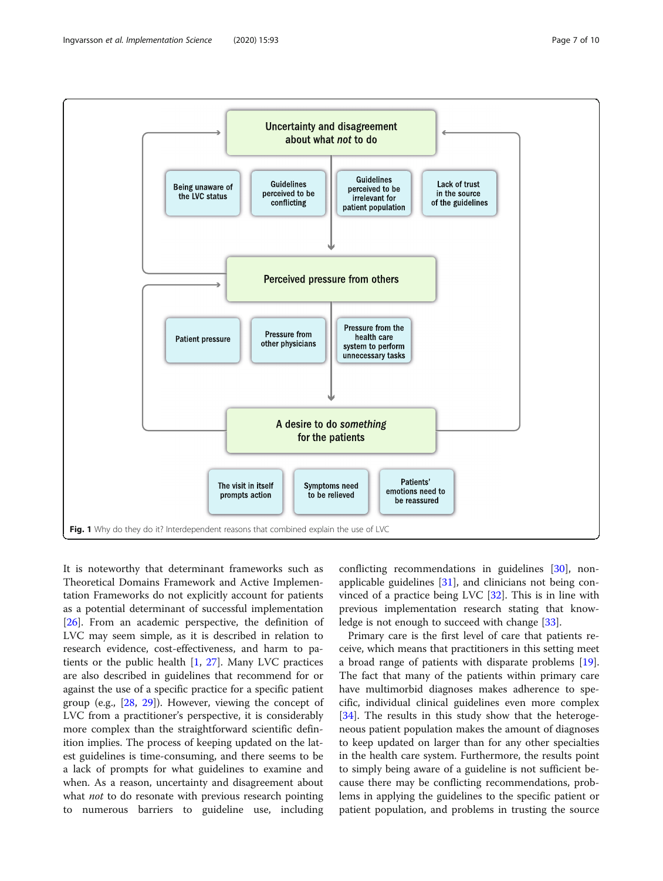Uncertainty and disagreement about what *not* to do

Being unaware of the LVC status

Guidelines perceived to be conflicting

Guidelines perceived to be irrelevant for patient population

Lack of trust in the source of the guidelines

Perceived pressure from others

Patient pressure

Pressure from other physicians

Pressure from the health care system to perform unnecessary tasks

A desire to do *something* for the patients

The visit in itself prompts action

Symptoms need to be relieved

Patients' emotions need to be reassured

**Fig. 1** Why do they do it? Interdependent reasons that combined explain the use of LVC

It is noteworthy that determinant frameworks such as Theoretical Domains Framework and Active Implementation Frameworks do not explicitly account for patients as a potential determinant of successful implementation [26]. From an academic perspective, the definition of LVC may seem simple, as it is described in relation to research evidence, cost-effectiveness, and harm to patients or the public health [1, 27]. Many LVC practices are also described in guidelines that recommend for or against the use of a specific practice for a specific patient group (e.g., [28, 29]). However, viewing the concept of LVC from a practitioner's perspective, it is considerably more complex than the straightforward scientific definition implies. The process of keeping updated on the latest guidelines is time-consuming, and there seems to be a lack of prompts for what guidelines to examine and when. As a reason, uncertainty and disagreement about what *not* to do resonate with previous research pointing to numerous barriers to guideline use, including conflicting recommendations in guidelines [30], non-applicable guidelines [31], and clinicians not being convinced of a practice being LVC [32]. This is in line with previous implementation research stating that knowledge is not enough to succeed with change [33].

Primary care is the first level of care that patients receive, which means that practitioners in this setting meet a broad range of patients with disparate problems [19]. The fact that many of the patients within primary care have multimorbid diagnoses makes adherence to specific, individual clinical guidelines even more complex [34]. The results in this study show that the heterogeneous patient population makes the amount of diagnoses to keep updated on larger than for any other specialties in the health care system. Furthermore, the results point to simply being aware of a guideline is not sufficient because there may be conflicting recommendations, problems in applying the guidelines to the specific patient or patient population, and problems in trusting the source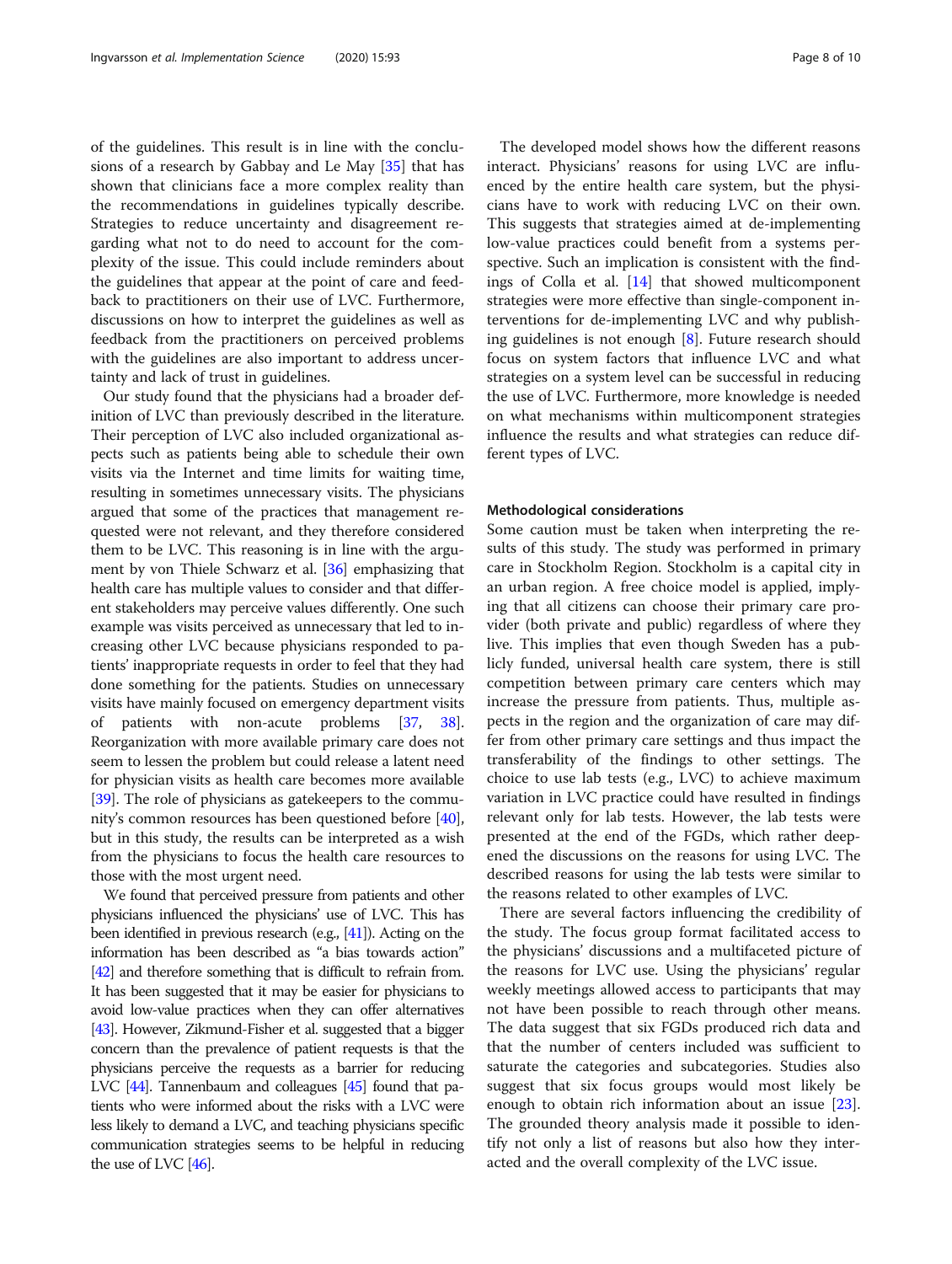of the guidelines. This result is in line with the conclusions of a research by Gabbay and Le May [35] that has shown that clinicians face a more complex reality than the recommendations in guidelines typically describe. Strategies to reduce uncertainty and disagreement regarding what not to do need to account for the complexity of the issue. This could include reminders about the guidelines that appear at the point of care and feedback to practitioners on their use of LVC. Furthermore, discussions on how to interpret the guidelines as well as feedback from the practitioners on perceived problems with the guidelines are also important to address uncertainty and lack of trust in guidelines.

Our study found that the physicians had a broader definition of LVC than previously described in the literature. Their perception of LVC also included organizational aspects such as patients being able to schedule their own visits via the Internet and time limits for waiting time, resulting in sometimes unnecessary visits. The physicians argued that some of the practices that management requested were not relevant, and they therefore considered them to be LVC. This reasoning is in line with the argument by von Thiele Schwarz et al. [36] emphasizing that health care has multiple values to consider and that different stakeholders may perceive values differently. One such example was visits perceived as unnecessary that led to increasing other LVC because physicians responded to patients' inappropriate requests in order to feel that they had done something for the patients. Studies on unnecessary visits have mainly focused on emergency department visits of patients with non-acute problems [37, 38]. Reorganization with more available primary care does not seem to lessen the problem but could release a latent need for physician visits as health care becomes more available [39]. The role of physicians as gatekeepers to the community's common resources has been questioned before [40], but in this study, the results can be interpreted as a wish from the physicians to focus the health care resources to those with the most urgent need.

We found that perceived pressure from patients and other physicians influenced the physicians' use of LVC. This has been identified in previous research (e.g., [41]). Acting on the information has been described as "a bias towards action" [42] and therefore something that is difficult to refrain from. It has been suggested that it may be easier for physicians to avoid low-value practices when they can offer alternatives [43]. However, Zikmund-Fisher et al. suggested that a bigger concern than the prevalence of patient requests is that the physicians perceive the requests as a barrier for reducing LVC [44]. Tannenbaum and colleagues [45] found that patients who were informed about the risks with a LVC were less likely to demand a LVC, and teaching physicians specific communication strategies seems to be helpful in reducing the use of LVC [46].

The developed model shows how the different reasons interact. Physicians' reasons for using LVC are influenced by the entire health care system, but the physicians have to work with reducing LVC on their own. This suggests that strategies aimed at de-implementing low-value practices could benefit from a systems perspective. Such an implication is consistent with the findings of Colla et al. [14] that showed multicomponent strategies were more effective than single-component interventions for de-implementing LVC and why publishing guidelines is not enough [8]. Future research should focus on system factors that influence LVC and what strategies on a system level can be successful in reducing the use of LVC. Furthermore, more knowledge is needed on what mechanisms within multicomponent strategies influence the results and what strategies can reduce different types of LVC.

### Methodological considerations

Some caution must be taken when interpreting the results of this study. The study was performed in primary care in Stockholm Region. Stockholm is a capital city in an urban region. A free choice model is applied, implying that all citizens can choose their primary care provider (both private and public) regardless of where they live. This implies that even though Sweden has a publicly funded, universal health care system, there is still competition between primary care centers which may increase the pressure from patients. Thus, multiple aspects in the region and the organization of care may differ from other primary care settings and thus impact the transferability of the findings to other settings. The choice to use lab tests (e.g., LVC) to achieve maximum variation in LVC practice could have resulted in findings relevant only for lab tests. However, the lab tests were presented at the end of the FGDs, which rather deepened the discussions on the reasons for using LVC. The described reasons for using the lab tests were similar to the reasons related to other examples of LVC.

There are several factors influencing the credibility of the study. The focus group format facilitated access to the physicians' discussions and a multifaceted picture of the reasons for LVC use. Using the physicians' regular weekly meetings allowed access to participants that may not have been possible to reach through other means. The data suggest that six FGDs produced rich data and that the number of centers included was sufficient to saturate the categories and subcategories. Studies also suggest that six focus groups would most likely be enough to obtain rich information about an issue [23]. The grounded theory analysis made it possible to identify not only a list of reasons but also how they interacted and the overall complexity of the LVC issue.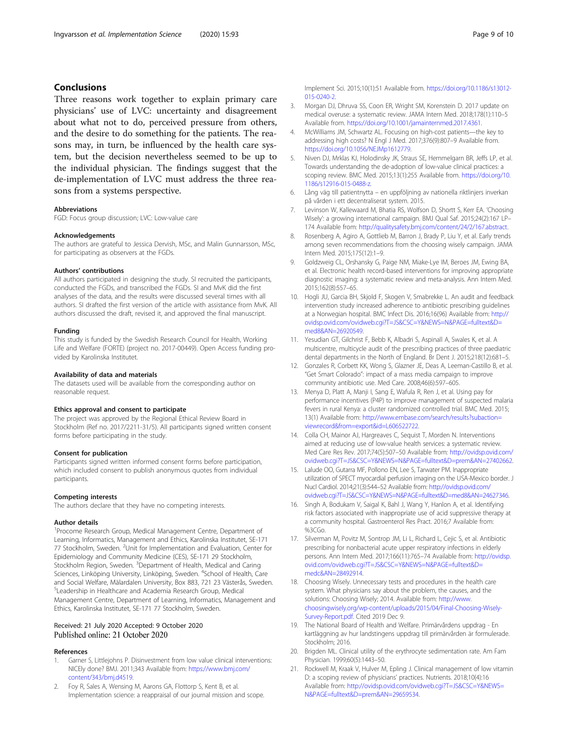## Conclusions

Three reasons work together to explain primary care physicians' use of LVC: uncertainty and disagreement about what not to do, perceived pressure from others, and the desire to do something for the patients. The reasons may, in turn, be influenced by the health care system, but the decision nevertheless seemed to be up to the individual physician. The findings suggest that the de-implementation of LVC must address the three reasons from a systems perspective.

### Abbreviations

FGD: Focus group discussion; LVC: Low-value care

### Acknowledgements

The authors are grateful to Jessica Dervish, MSc, and Malin Gunnarsson, MSc, for participating as observers at the FGDs.

### Authors' contributions

All authors participated in designing the study. SI recruited the participants, conducted the FGDs, and transcribed the FGDs. SI and MvK did the first analyses of the data, and the results were discussed several times with all authors. SI drafted the first version of the article with assistance from MvK. All authors discussed the draft, revised it, and approved the final manuscript.

### Funding

This study is funded by the Swedish Research Council for Health, Working Life and Welfare (FORTE) (project no. 2017-00449). Open Access funding provided by Karolinska Institutet.

### Availability of data and materials

The datasets used will be available from the corresponding author on reasonable request.

### Ethics approval and consent to participate

The project was approved by the Regional Ethical Review Board in Stockholm (Ref no. 2017/2211-31/5). All participants signed written consent forms before participating in the study.

### Consent for publication

Participants signed written informed consent forms before participation, which included consent to publish anonymous quotes from individual participants.

### Competing interests

The authors declare that they have no competing interests.

### Author details

[1]Procome Research Group, Medical Management Centre, Department of Learning, Informatics, Management and Ethics, Karolinska Institutet, SE-171 77 Stockholm, Sweden. [2]Unit for Implementation and Evaluation, Center for Epidemiology and Community Medicine (CES), SE-171 29 Stockholm, Stockholm Region, Sweden. [3]Department of Health, Medical and Caring Sciences, Linköping University, Linköping, Sweden. [4]School of Health, Care and Social Welfare, Mälardalen University, Box 883, 721 23 Västerås, Sweden. [5]Leadership in Healthcare and Academia Research Group, Medical Management Centre, Department of Learning, Informatics, Management and Ethics, Karolinska Institutet, SE-171 77 Stockholm, Sweden.

Received: 21 July 2020 Accepted: 9 October 2020
Published online: 21 October 2020

### References

1. Garner S, Littlejohns P. Disinvestment from low value clinical interventions: NICEly done? BMJ. 2011;343 Available from: https://www.bmj.com/content/343/bmj.d4519.
2. Foy R, Sales A, Wensing M, Aarons GA, Flottorp S, Kent B, et al. Implementation science: a reappraisal of our journal mission and scope. Implement Sci. 2015;10(1):51 Available from. https://doi.org/10.1186/s13012-015-0240-2.
3. Morgan DJ, Dhruva SS, Coon ER, Wright SM, Korenstein D. 2017 update on medical overuse: a systematic review. JAMA Intern Med. 2018;178(1):110–5 Available from. https://doi.org/10.1001/jamainternmed.2017.4361.
4. McWilliams JM, Schwartz AL. Focusing on high-cost patients—the key to addressing high costs? N Engl J Med. 2017;376(9):807–9 Available from. https://doi.org/10.1056/NEJMp1612779.
5. Niven DJ, Mrklas KJ, Holodinsky JK, Straus SE, Hemmelgarn BR, Jeffs LP, et al. Towards understanding the de-adoption of low-value clinical practices: a scoping review. BMC Med. 2015;13(1):255 Available from. https://doi.org/10.1186/s12916-015-0488-z.
6. Lång väg till patientnytta – en uppföljning av nationella riktlinjers inverkan på vården i ett decentraliserat system. 2015.
7. Levinson W, Kallewaard M, Bhatia RS, Wolfson D, Shortt S, Kerr EA. 'Choosing Wisely': a growing international campaign. BMJ Qual Saf. 2015;24(2):167 LP–174 Available from: http://qualitysafety.bmj.com/content/24/2/167.abstract.
8. Rosenberg A, Agiro A, Gottlieb M, Barron J, Brady P, Liu Y, et al. Early trends among seven recommendations from the choosing wisely campaign. JAMA Intern Med. 2015;175(12):1–9.
9. Goldzweig CL, Orshansky G, Paige NM, Miake-Lye IM, Beroes JM, Ewing BA, et al. Electronic health record-based interventions for improving appropriate diagnostic imaging: a systematic review and meta-analysis. Ann Intern Med. 2015;162(8):557–65.
10. Hogli JU, Garcia BH, Skjold F, Skogen V, Smabrekke L. An audit and feedback intervention study increased adherence to antibiotic prescribing guidelines at a Norwegian hospital. BMC Infect Dis. 2016;16(96) Available from: http://ovidsp.ovid.com/ovidweb.cgi?T=JS&CSC=Y&NEWS=N&PAGE=fulltext&D=med8&AN=26920549.
11. Yesudian GT, Gilchrist F, Bebb K, Albadri S, Aspinall A, Swales K, et al. A multicentre, multicycle audit of the prescribing practices of three paediatric dental departments in the North of England. Br Dent J. 2015;218(12):681–5.
12. Gonzales R, Corbett KK, Wong S, Glazner JE, Deas A, Leeman-Castillo B, et al. "Get Smart Colorado": impact of a mass media campaign to improve community antibiotic use. Med Care. 2008;46(6):597–605.
13. Menya D, Platt A, Manji I, Sang E, Wafula R, Ren J, et al. Using pay for performance incentives (P4P) to improve management of suspected malaria fevers in rural Kenya: a cluster randomized controlled trial. BMC Med. 2015;13(1) Available from: http://www.embase.com/search/results?subaction=viewrecord&from=export&id=L606522722.
14. Colla CH, Mainor AJ, Hargreaves C, Sequist T, Morden N. Interventions aimed at reducing use of low-value health services: a systematic review. Med Care Res Rev. 2017;74(5):507–50 Available from: http://ovidsp.ovid.com/ovidweb.cgi?T=JS&CSC=Y&NEWS=N&PAGE=fulltext&D=prem&AN=27402662.
15. Lalude OO, Gutarra MF, Pollono EN, Lee S, Tarwater PM. Inappropriate utilization of SPECT myocardial perfusion imaging on the USA-Mexico border. J Nucl Cardiol. 2014;21(3):544–52 Available from: http://ovidsp.ovid.com/ovidweb.cgi?T=JS&CSC=Y&NEWS=N&PAGE=fulltext&D=med8&AN=24627346.
16. Singh A, Bodukam V, Saigal K, Bahl J, Wang Y, Hanlon A, et al. Identifying risk factors associated with inappropriate use of acid suppressive therapy at a community hospital. Gastroenterol Res Pract. 2016;7 Available from: %3CGo.
17. Silverman M, Povitz M, Sontrop JM, Li L, Richard L, Cejic S, et al. Antibiotic prescribing for nonbacterial acute upper respiratory infections in elderly persons. Ann Intern Med. 2017;166(11):765–74 Available from: http://ovidsp.ovid.com/ovidweb.cgi?T=JS&CSC=Y&NEWS=N&PAGE=fulltext&D=medc&AN=28492914.
18. Choosing Wisely. Unnecessary tests and procedures in the health care system. What physicians say about the problem, the causes, and the solutions: Choosing Wisely; 2014. Available from: http://www.choosingwisely.org/wp-content/uploads/2015/04/Final-Choosing-Wisely-Survey-Report.pdf. Cited 2019 Dec 9.
19. The National Board of Health and Welfare. Primärvårdens uppdrag - En kartläggning av hur landstingens uppdrag till primärvården är formulerade. Stockholm; 2016.
20. Brigden ML. Clinical utility of the erythrocyte sedimentation rate. Am Fam Physician. 1999;60(5):1443–50.
21. Rockwell M, Kraak V, Hulver M, Epling J. Clinical management of low vitamin D: a scoping review of physicians' practices. Nutrients. 2018;10(4):16 Available from: http://ovidsp.ovid.com/ovidweb.cgi?T=JS&CSC=Y&NEWS=N&PAGE=fulltext&D=prem&AN=29659534.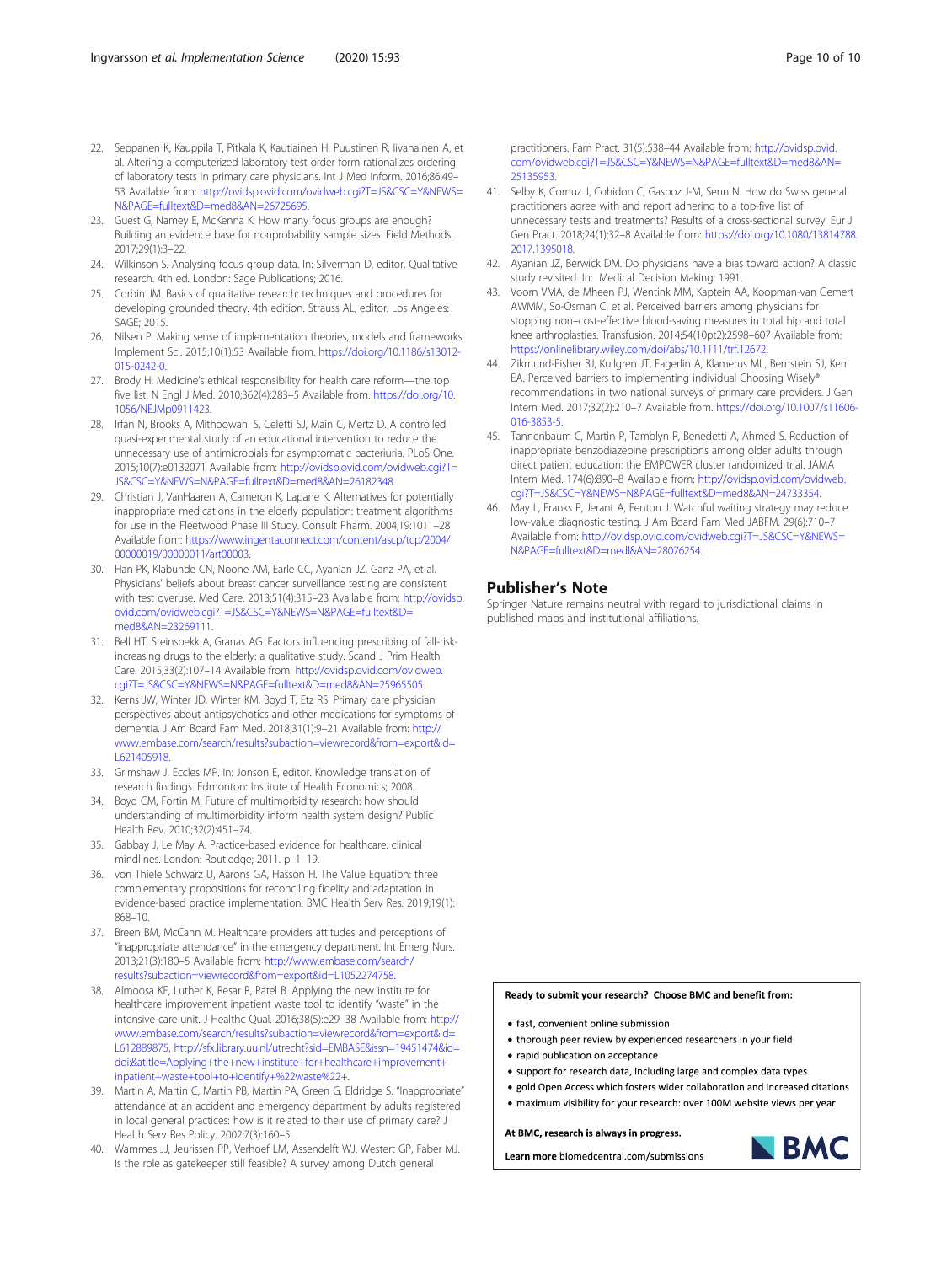22. Seppanen K, Kauppila T, Pitkala K, Kautiainen H, Puustinen R, Iivanainen A, et al. Altering a computerized laboratory test order form rationalizes ordering of laboratory tests in primary care physicians. Int J Med Inform. 2016;86:49–53 Available from: http://ovidsp.ovid.com/ovidweb.cgi?T=JS&CSC=Y&NEWS=N&PAGE=fulltext&D=med8&AN=26725695.
23. Guest G, Namey E, McKenna K. How many focus groups are enough? Building an evidence base for nonprobability sample sizes. Field Methods. 2017;29(1):3–22.
24. Wilkinson S. Analysing focus group data. In: Silverman D, editor. Qualitative research. 4th ed. London: Sage Publications; 2016.
25. Corbin JM. Basics of qualitative research: techniques and procedures for developing grounded theory. 4th edition. Strauss AL, editor. Los Angeles: SAGE; 2015.
26. Nilsen P. Making sense of implementation theories, models and frameworks. Implement Sci. 2015;10(1):53 Available from. https://doi.org/10.1186/s13012-015-0242-0.
27. Brody H. Medicine's ethical responsibility for health care reform—the top five list. N Engl J Med. 2010;362(4):283–5 Available from. https://doi.org/10.1056/NEJMp0911423.
28. Irfan N, Brooks A, Mithoowani S, Celetti SJ, Main C, Mertz D. A controlled quasi-experimental study of an educational intervention to reduce the unnecessary use of antimicrobials for asymptomatic bacteriuria. PLoS One. 2015;10(7):e0132071 Available from: http://ovidsp.ovid.com/ovidweb.cgi?T=JS&CSC=Y&NEWS=N&PAGE=fulltext&D=med8&AN=26182348.
29. Christian J, VanHaaren A, Cameron K, Lapane K. Alternatives for potentially inappropriate medications in the elderly population: treatment algorithms for use in the Fleetwood Phase III Study. Consult Pharm. 2004;19:1011–28 Available from: https://www.ingentaconnect.com/content/ascp/tcp/2004/00000019/00000011/art00003.
30. Han PK, Klabunde CN, Noone AM, Earle CC, Ayanian JZ, Ganz PA, et al. Physicians' beliefs about breast cancer surveillance testing are consistent with test overuse. Med Care. 2013;51(4):315–23 Available from: http://ovidsp.ovid.com/ovidweb.cgi?T=JS&CSC=Y&NEWS=N&PAGE=fulltext&D=med8&AN=23269111.
31. Bell HT, Steinsbekk A, Granas AG. Factors influencing prescribing of fall-risk-increasing drugs to the elderly: a qualitative study. Scand J Prim Health Care. 2015;33(2):107–14 Available from: http://ovidsp.ovid.com/ovidweb.cgi?T=JS&CSC=Y&NEWS=N&PAGE=fulltext&D=med8&AN=25965505.
32. Kerns JW, Winter JD, Winter KM, Boyd T, Etz RS. Primary care physician perspectives about antipsychotics and other medications for symptoms of dementia. J Am Board Fam Med. 2018;31(1):9–21 Available from: http://www.embase.com/search/results?subaction=viewrecord&from=export&id=L621405918.
33. Grimshaw J, Eccles MP. In: Jonson E, editor. Knowledge translation of research findings. Edmonton: Institute of Health Economics; 2008.
34. Boyd CM, Fortin M. Future of multimorbidity research: how should understanding of multimorbidity inform health system design? Public Health Rev. 2010;32(2):451–74.
35. Gabbay J, Le May A. Practice-based evidence for healthcare: clinical mindlines. London: Routledge; 2011. p. 1–19.
36. von Thiele Schwarz U, Aarons GA, Hasson H. The Value Equation: three complementary propositions for reconciling fidelity and adaptation in evidence-based practice implementation. BMC Health Serv Res. 2019;19(1):868–10.
37. Breen BM, McCann M. Healthcare providers attitudes and perceptions of "inappropriate attendance" in the emergency department. Int Emerg Nurs. 2013;21(3):180–5 Available from: http://www.embase.com/search/results?subaction=viewrecord&from=export&id=L1052274758.
38. Almoosa KF, Luther K, Resar R, Patel B. Applying the new institute for healthcare improvement inpatient waste tool to identify "waste" in the intensive care unit. J Healthc Qual. 2016;38(5):e29–38 Available from: http://www.embase.com/search/results?subaction=viewrecord&from=export&id=L612889875, http://sfx.library.uu.nl/utrecht?sid=EMBASE&issn=19451474&id=doi:&atitle=Applying+the+new+institute+for+healthcare+improvement+inpatient+waste+tool+to+identify+%22waste%22+.
39. Martin A, Martin C, Martin PB, Martin PA, Green G, Eldridge S. 'Inappropriate' attendance at an accident and emergency department by adults registered in local general practices: how is it related to their use of primary care? J Health Serv Res Policy. 2002;7(3):160–5.
40. Wammes JJ, Jeurissen PP, Verhoef LM, Assendelft WJ, Westert GP, Faber MJ. Is the role as gatekeeper still feasible? A survey among Dutch general practitioners. Fam Pract. 31(5):538–44 Available from: http://ovidsp.ovid.com/ovidweb.cgi?T=JS&CSC=Y&NEWS=N&PAGE=fulltext&D=med8&AN=25135953.
41. Selby K, Cornuz J, Cohidon C, Gaspoz J-M, Senn N. How do Swiss general practitioners agree with and report adhering to a top-five list of unnecessary tests and treatments? Results of a cross-sectional survey. Eur J Gen Pract. 2018;24(1):32–8 Available from: https://doi.org/10.1080/13814788.2017.1395018.
42. Ayanian JZ, Berwick DM. Do physicians have a bias toward action? A classic study revisited. In: Medical Decision Making; 1991.
43. Voorn VMA, de Mheen PJ, Wentink MM, Kaptein AA, Koopman-van Gemert AWMM, So-Osman C, et al. Perceived barriers among physicians for stopping non–cost-effective blood-saving measures in total hip and total knee arthroplasties. Transfusion. 2014;54(10pt2):2598–607 Available from: https://onlinelibrary.wiley.com/doi/abs/10.1111/trf.12672.
44. Zikmund-Fisher BJ, Kullgren JT, Fagerlin A, Klamerus ML, Bernstein SJ, Kerr EA. Perceived barriers to implementing individual Choosing Wisely® recommendations in two national surveys of primary care providers. J Gen Intern Med. 2017;32(2):210–7 Available from. https://doi.org/10.1007/s11606-016-3853-5.
45. Tannenbaum C, Martin P, Tamblyn R, Benedetti A, Ahmed S. Reduction of inappropriate benzodiazepine prescriptions among older adults through direct patient education: the EMPOWER cluster randomized trial. JAMA Intern Med. 174(6):890–8 Available from: http://ovidsp.ovid.com/ovidweb.cgi?T=JS&CSC=Y&NEWS=N&PAGE=fulltext&D=med8&AN=24733354.
46. May L, Franks P, Jerant A, Fenton J. Watchful waiting strategy may reduce low-value diagnostic testing. J Am Board Fam Med JABFM. 29(6):710–7 Available from: http://ovidsp.ovid.com/ovidweb.cgi?T=JS&CSC=Y&NEWS=N&PAGE=fulltext&D=medl&AN=28076254.

## Publisher's Note

Springer Nature remains neutral with regard to jurisdictional claims in published maps and institutional affiliations.

**Ready to submit your research? Choose BMC and benefit from:**

- fast, convenient online submission
- thorough peer review by experienced researchers in your field
- rapid publication on acceptance
- support for research data, including large and complex data types
- gold Open Access which fosters wider collaboration and increased citations
- maximum visibility for your research: over 100M website views per year

**At BMC, research is always in progress.**

**Learn more** biomedcentral.com/submissions

BMC